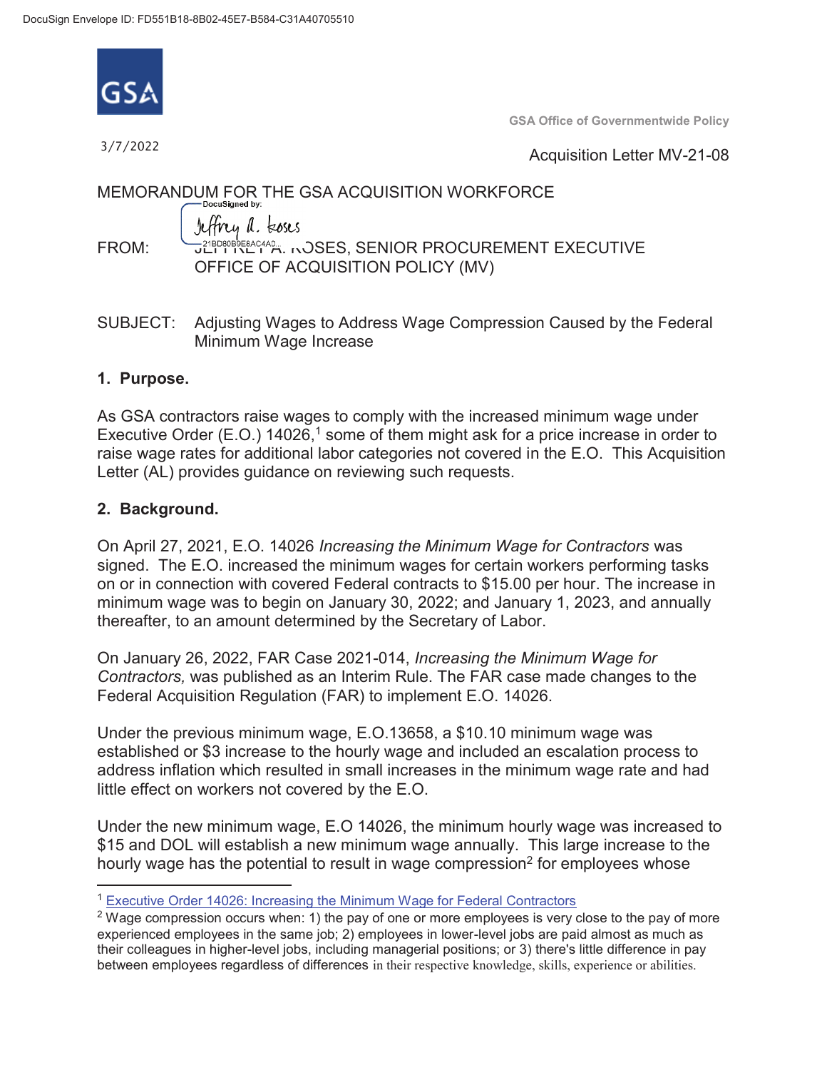DocuSign Envelope ID: FD551B18-8B02-45E7-B584-C31A40705510

GSA Office of Governmentwide Policy

3/7/2022

Acquisition Letter MV-21-08

MEMORANDUM FOR THE GSA ACQUISITION WORKFORCE

DocuSigned by:
Jeffrey A. Koses
21BD80B9E8AC4AD...

FROM: JEFFREY A. KOSES, SENIOR PROCUREMENT EXECUTIVE
OFFICE OF ACQUISITION POLICY (MV)

SUBJECT: Adjusting Wages to Address Wage Compression Caused by the Federal Minimum Wage Increase

**1. Purpose.**

As GSA contractors raise wages to comply with the increased minimum wage under Executive Order (E.O.) 14026,[1] some of them might ask for a price increase in order to raise wage rates for additional labor categories not covered in the E.O. This Acquisition Letter (AL) provides guidance on reviewing such requests.

**2. Background.**

On April 27, 2021, E.O. 14026 *Increasing the Minimum Wage for Contractors* was signed. The E.O. increased the minimum wages for certain workers performing tasks on or in connection with covered Federal contracts to $15.00 per hour. The increase in minimum wage was to begin on January 30, 2022; and January 1, 2023, and annually thereafter, to an amount determined by the Secretary of Labor.

On January 26, 2022, FAR Case 2021-014, *Increasing the Minimum Wage for Contractors,* was published as an Interim Rule. The FAR case made changes to the Federal Acquisition Regulation (FAR) to implement E.O. 14026.

Under the previous minimum wage, E.O.13658, a $10.10 minimum wage was established or $3 increase to the hourly wage and included an escalation process to address inflation which resulted in small increases in the minimum wage rate and had little effect on workers not covered by the E.O.

Under the new minimum wage, E.O 14026, the minimum hourly wage was increased to $15 and DOL will establish a new minimum wage annually. This large increase to the hourly wage has the potential to result in wage compression[2] for employees whose

[1] Executive Order 14026: Increasing the Minimum Wage for Federal Contractors

[2] Wage compression occurs when: 1) the pay of one or more employees is very close to the pay of more experienced employees in the same job; 2) employees in lower-level jobs are paid almost as much as their colleagues in higher-level jobs, including managerial positions; or 3) there's little difference in pay between employees regardless of differences in their respective knowledge, skills, experience or abilities.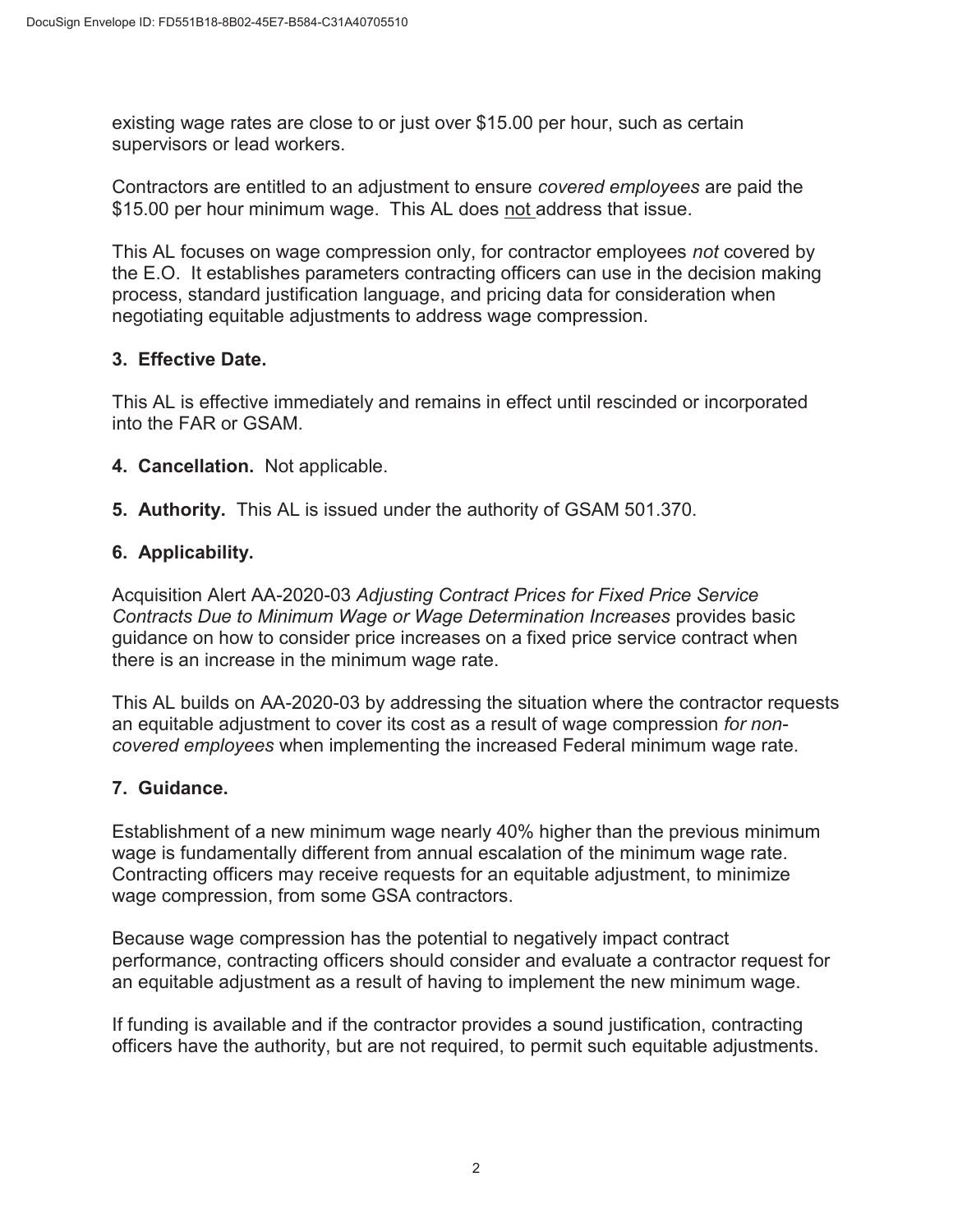existing wage rates are close to or just over $15.00 per hour, such as certain supervisors or lead workers.

Contractors are entitled to an adjustment to ensure *covered employees* are paid the $15.00 per hour minimum wage. This AL does not address that issue.

This AL focuses on wage compression only, for contractor employees *not* covered by the E.O. It establishes parameters contracting officers can use in the decision making process, standard justification language, and pricing data for consideration when negotiating equitable adjustments to address wage compression.

**3. Effective Date.**

This AL is effective immediately and remains in effect until rescinded or incorporated into the FAR or GSAM.

**4. Cancellation.** Not applicable.

**5. Authority.** This AL is issued under the authority of GSAM 501.370.

**6. Applicability.**

Acquisition Alert AA-2020-03 *Adjusting Contract Prices for Fixed Price Service Contracts Due to Minimum Wage or Wage Determination Increases* provides basic guidance on how to consider price increases on a fixed price service contract when there is an increase in the minimum wage rate.

This AL builds on AA-2020-03 by addressing the situation where the contractor requests an equitable adjustment to cover its cost as a result of wage compression *for non-covered employees* when implementing the increased Federal minimum wage rate.

**7. Guidance.**

Establishment of a new minimum wage nearly 40% higher than the previous minimum wage is fundamentally different from annual escalation of the minimum wage rate. Contracting officers may receive requests for an equitable adjustment, to minimize wage compression, from some GSA contractors.

Because wage compression has the potential to negatively impact contract performance, contracting officers should consider and evaluate a contractor request for an equitable adjustment as a result of having to implement the new minimum wage.

If funding is available and if the contractor provides a sound justification, contracting officers have the authority, but are not required, to permit such equitable adjustments.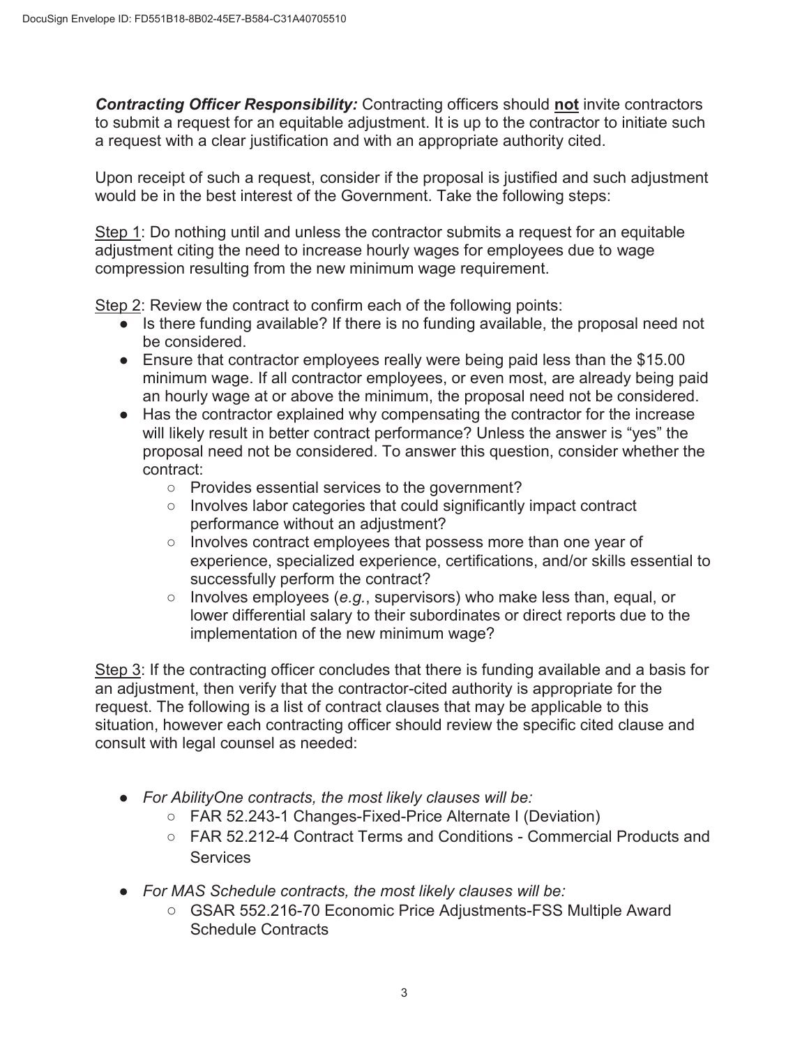***Contracting Officer Responsibility:*** Contracting officers should **not** invite contractors to submit a request for an equitable adjustment. It is up to the contractor to initiate such a request with a clear justification and with an appropriate authority cited.

Upon receipt of such a request, consider if the proposal is justified and such adjustment would be in the best interest of the Government. Take the following steps:

<u>Step 1</u>: Do nothing until and unless the contractor submits a request for an equitable adjustment citing the need to increase hourly wages for employees due to wage compression resulting from the new minimum wage requirement.

<u>Step 2</u>: Review the contract to confirm each of the following points:

- Is there funding available? If there is no funding available, the proposal need not be considered.
- Ensure that contractor employees really were being paid less than the $15.00 minimum wage. If all contractor employees, or even most, are already being paid an hourly wage at or above the minimum, the proposal need not be considered.
- Has the contractor explained why compensating the contractor for the increase will likely result in better contract performance? Unless the answer is "yes" the proposal need not be considered. To answer this question, consider whether the contract:
  - Provides essential services to the government?
  - Involves labor categories that could significantly impact contract performance without an adjustment?
  - Involves contract employees that possess more than one year of experience, specialized experience, certifications, and/or skills essential to successfully perform the contract?
  - Involves employees (*e.g.*, supervisors) who make less than, equal, or lower differential salary to their subordinates or direct reports due to the implementation of the new minimum wage?

<u>Step 3</u>: If the contracting officer concludes that there is funding available and a basis for an adjustment, then verify that the contractor-cited authority is appropriate for the request. The following is a list of contract clauses that may be applicable to this situation, however each contracting officer should review the specific cited clause and consult with legal counsel as needed:

- *For AbilityOne contracts, the most likely clauses will be:*
  - FAR 52.243-1 Changes-Fixed-Price Alternate I (Deviation)
  - FAR 52.212-4 Contract Terms and Conditions - Commercial Products and Services
- *For MAS Schedule contracts, the most likely clauses will be:*
  - GSAR 552.216-70 Economic Price Adjustments-FSS Multiple Award Schedule Contracts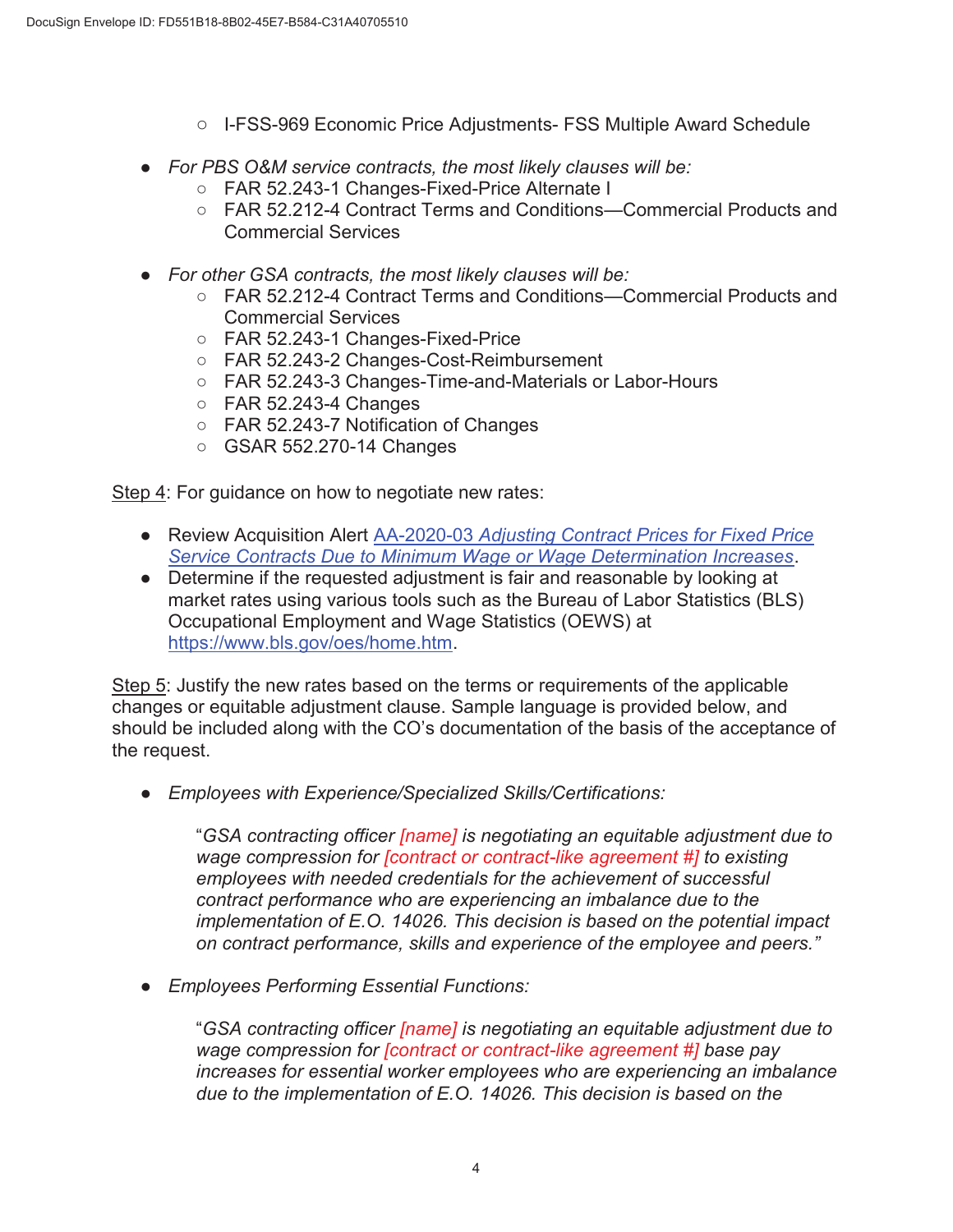- I-FSS-969 Economic Price Adjustments- FSS Multiple Award Schedule

- *For PBS O&M service contracts, the most likely clauses will be:*
    - FAR 52.243-1 Changes-Fixed-Price Alternate I
    - FAR 52.212-4 Contract Terms and Conditions—Commercial Products and Commercial Services

- *For other GSA contracts, the most likely clauses will be:*
    - FAR 52.212-4 Contract Terms and Conditions—Commercial Products and Commercial Services
    - FAR 52.243-1 Changes-Fixed-Price
    - FAR 52.243-2 Changes-Cost-Reimbursement
    - FAR 52.243-3 Changes-Time-and-Materials or Labor-Hours
    - FAR 52.243-4 Changes
    - FAR 52.243-7 Notification of Changes
    - GSAR 552.270-14 Changes

Step 4: For guidance on how to negotiate new rates:

- Review Acquisition Alert AA-2020-03 *Adjusting Contract Prices for Fixed Price Service Contracts Due to Minimum Wage or Wage Determination Increases*.
- Determine if the requested adjustment is fair and reasonable by looking at market rates using various tools such as the Bureau of Labor Statistics (BLS) Occupational Employment and Wage Statistics (OEWS) at https://www.bls.gov/oes/home.htm.

Step 5: Justify the new rates based on the terms or requirements of the applicable changes or equitable adjustment clause. Sample language is provided below, and should be included along with the CO's documentation of the basis of the acceptance of the request.

- *Employees with Experience/Specialized Skills/Certifications:*

    "*GSA contracting officer [name] is negotiating an equitable adjustment due to wage compression for [contract or contract-like agreement #] to existing employees with needed credentials for the achievement of successful contract performance who are experiencing an imbalance due to the implementation of E.O. 14026. This decision is based on the potential impact on contract performance, skills and experience of the employee and peers.*"

- *Employees Performing Essential Functions:*

    "*GSA contracting officer [name] is negotiating an equitable adjustment due to wage compression for [contract or contract-like agreement #] base pay increases for essential worker employees who are experiencing an imbalance due to the implementation of E.O. 14026. This decision is based on the*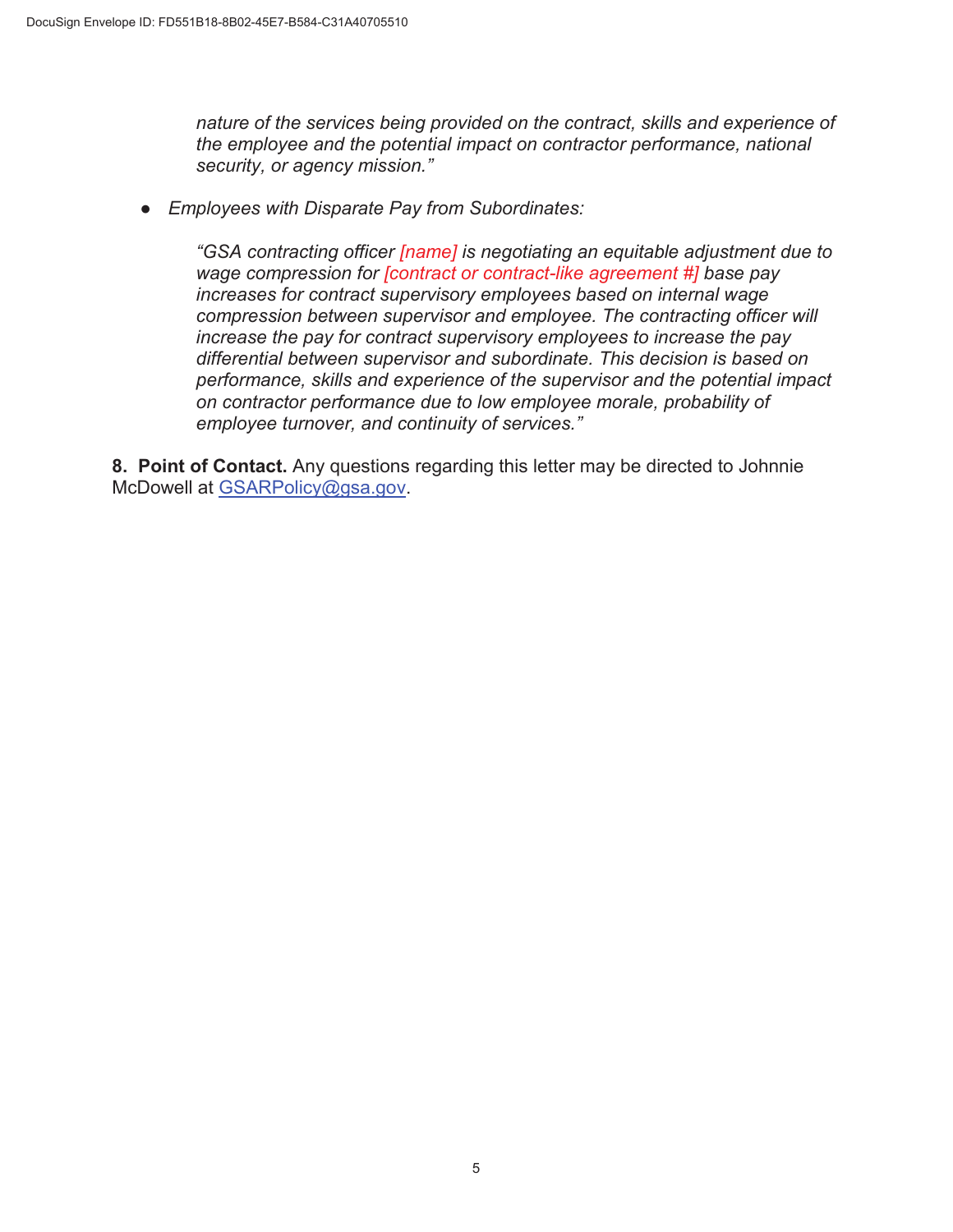*nature of the services being provided on the contract, skills and experience of the employee and the potential impact on contractor performance, national security, or agency mission."*

- *Employees with Disparate Pay from Subordinates:*

  *"GSA contracting officer [name] is negotiating an equitable adjustment due to wage compression for [contract or contract-like agreement #] base pay increases for contract supervisory employees based on internal wage compression between supervisor and employee. The contracting officer will increase the pay for contract supervisory employees to increase the pay differential between supervisor and subordinate. This decision is based on performance, skills and experience of the supervisor and the potential impact on contractor performance due to low employee morale, probability of employee turnover, and continuity of services."*

**8. Point of Contact.** Any questions regarding this letter may be directed to Johnnie McDowell at GSARPolicy@gsa.gov.